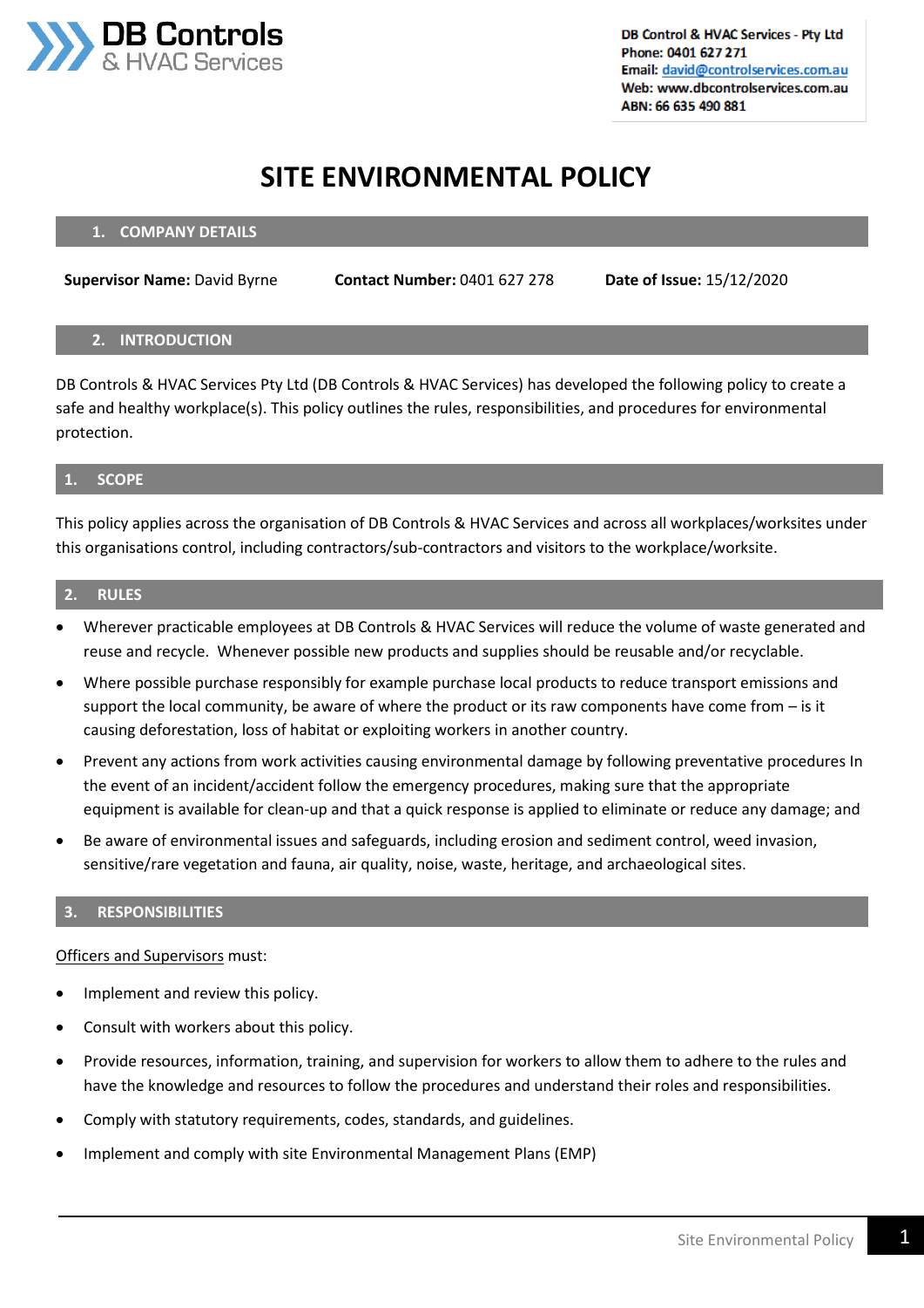DB Controls & HVAC Services

DB Control & HVAC Services - Pty Ltd
Phone: 0401 627 271
Email: david@controlservices.com.au
Web: www.dbcontrolservices.com.au
ABN: 66 635 490 881

# SITE ENVIRONMENTAL POLICY

## 1. COMPANY DETAILS

**Supervisor Name:** David Byrne **Contact Number:** 0401 627 278 **Date of Issue:** 15/12/2020

## 2. INTRODUCTION

DB Controls & HVAC Services Pty Ltd (DB Controls & HVAC Services) has developed the following policy to create a safe and healthy workplace(s). This policy outlines the rules, responsibilities, and procedures for environmental protection.

## 1. SCOPE

This policy applies across the organisation of DB Controls & HVAC Services and across all workplaces/worksites under this organisations control, including contractors/sub-contractors and visitors to the workplace/worksite.

## 2. RULES

- Wherever practicable employees at DB Controls & HVAC Services will reduce the volume of waste generated and reuse and recycle. Whenever possible new products and supplies should be reusable and/or recyclable.
- Where possible purchase responsibly for example purchase local products to reduce transport emissions and support the local community, be aware of where the product or its raw components have come from – is it causing deforestation, loss of habitat or exploiting workers in another country.
- Prevent any actions from work activities causing environmental damage by following preventative procedures In the event of an incident/accident follow the emergency procedures, making sure that the appropriate equipment is available for clean-up and that a quick response is applied to eliminate or reduce any damage; and
- Be aware of environmental issues and safeguards, including erosion and sediment control, weed invasion, sensitive/rare vegetation and fauna, air quality, noise, waste, heritage, and archaeological sites.

## 3. RESPONSIBILITIES

Officers and Supervisors must:

- Implement and review this policy.
- Consult with workers about this policy.
- Provide resources, information, training, and supervision for workers to allow them to adhere to the rules and have the knowledge and resources to follow the procedures and understand their roles and responsibilities.
- Comply with statutory requirements, codes, standards, and guidelines.
- Implement and comply with site Environmental Management Plans (EMP)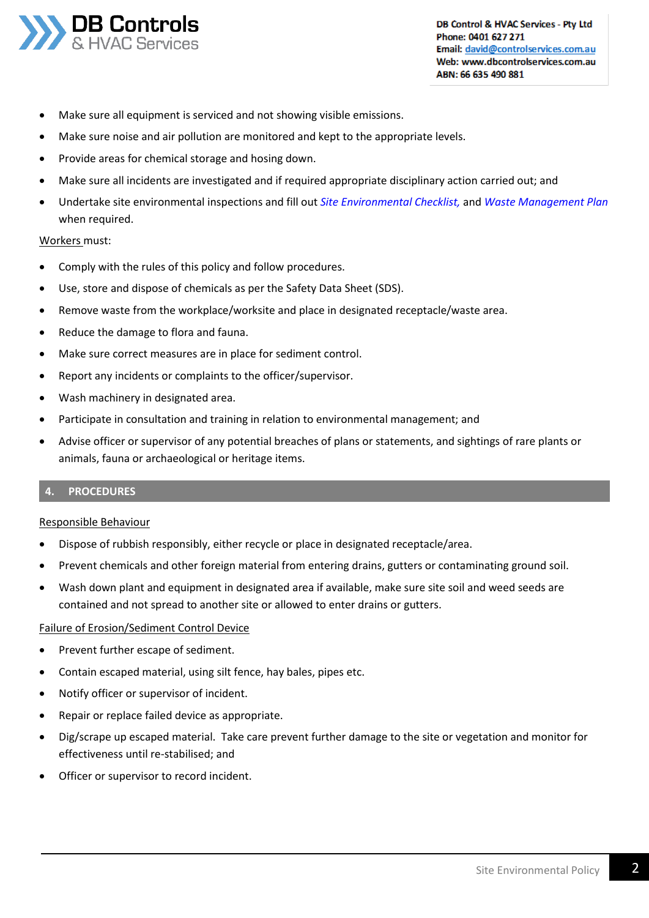- Make sure all equipment is serviced and not showing visible emissions.
- Make sure noise and air pollution are monitored and kept to the appropriate levels.
- Provide areas for chemical storage and hosing down.
- Make sure all incidents are investigated and if required appropriate disciplinary action carried out; and
- Undertake site environmental inspections and fill out *Site Environmental Checklist,* and *Waste Management Plan* when required.

Workers must:

- Comply with the rules of this policy and follow procedures.
- Use, store and dispose of chemicals as per the Safety Data Sheet (SDS).
- Remove waste from the workplace/worksite and place in designated receptacle/waste area.
- Reduce the damage to flora and fauna.
- Make sure correct measures are in place for sediment control.
- Report any incidents or complaints to the officer/supervisor.
- Wash machinery in designated area.
- Participate in consultation and training in relation to environmental management; and
- Advise officer or supervisor of any potential breaches of plans or statements, and sightings of rare plants or animals, fauna or archaeological or heritage items.

## 4. PROCEDURES

Responsible Behaviour

- Dispose of rubbish responsibly, either recycle or place in designated receptacle/area.
- Prevent chemicals and other foreign material from entering drains, gutters or contaminating ground soil.
- Wash down plant and equipment in designated area if available, make sure site soil and weed seeds are contained and not spread to another site or allowed to enter drains or gutters.

Failure of Erosion/Sediment Control Device

- Prevent further escape of sediment.
- Contain escaped material, using silt fence, hay bales, pipes etc.
- Notify officer or supervisor of incident.
- Repair or replace failed device as appropriate.
- Dig/scrape up escaped material. Take care prevent further damage to the site or vegetation and monitor for effectiveness until re-stabilised; and
- Officer or supervisor to record incident.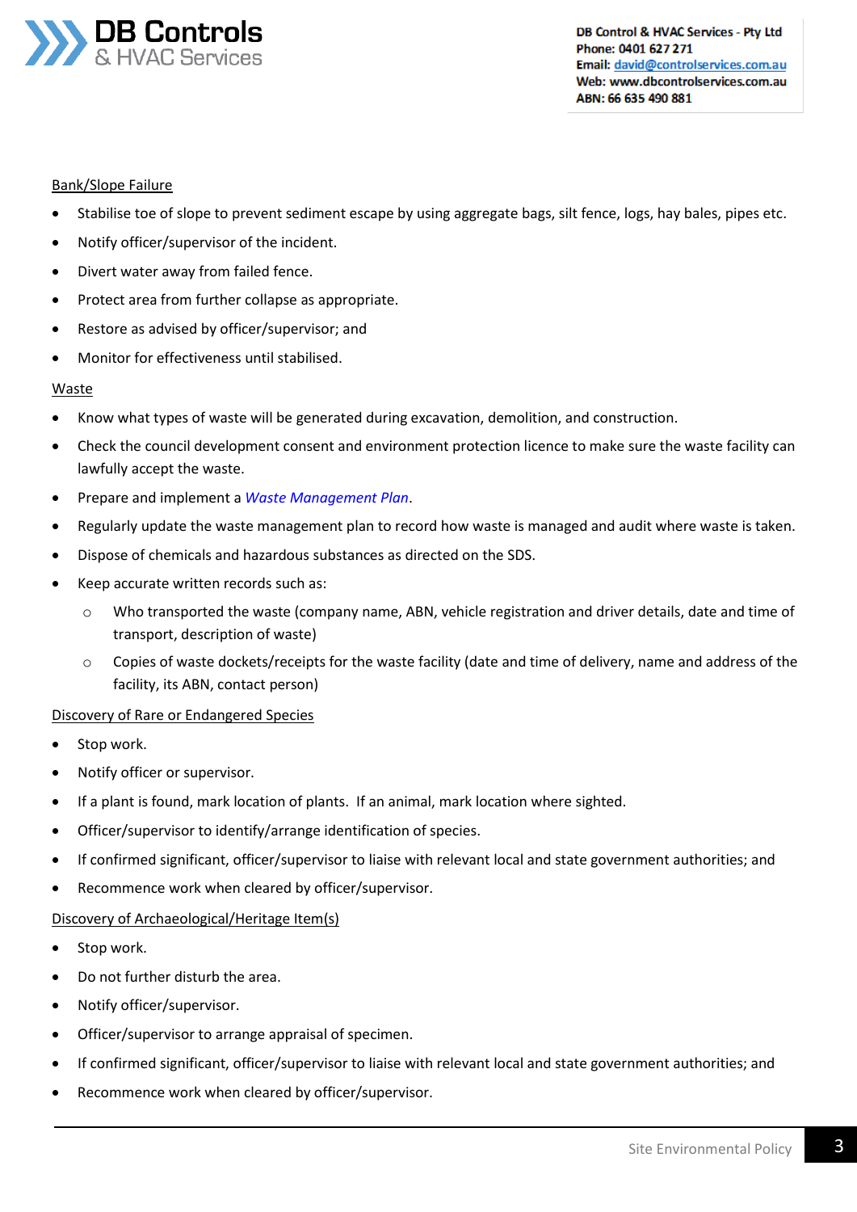Bank/Slope Failure

- Stabilise toe of slope to prevent sediment escape by using aggregate bags, silt fence, logs, hay bales, pipes etc.
- Notify officer/supervisor of the incident.
- Divert water away from failed fence.
- Protect area from further collapse as appropriate.
- Restore as advised by officer/supervisor; and
- Monitor for effectiveness until stabilised.

Waste

- Know what types of waste will be generated during excavation, demolition, and construction.
- Check the council development consent and environment protection licence to make sure the waste facility can lawfully accept the waste.
- Prepare and implement a *Waste Management Plan*.
- Regularly update the waste management plan to record how waste is managed and audit where waste is taken.
- Dispose of chemicals and hazardous substances as directed on the SDS.
- Keep accurate written records such as:
  - Who transported the waste (company name, ABN, vehicle registration and driver details, date and time of transport, description of waste)
  - Copies of waste dockets/receipts for the waste facility (date and time of delivery, name and address of the facility, its ABN, contact person)

Discovery of Rare or Endangered Species

- Stop work.
- Notify officer or supervisor.
- If a plant is found, mark location of plants. If an animal, mark location where sighted.
- Officer/supervisor to identify/arrange identification of species.
- If confirmed significant, officer/supervisor to liaise with relevant local and state government authorities; and
- Recommence work when cleared by officer/supervisor.

Discovery of Archaeological/Heritage Item(s)

- Stop work.
- Do not further disturb the area.
- Notify officer/supervisor.
- Officer/supervisor to arrange appraisal of specimen.
- If confirmed significant, officer/supervisor to liaise with relevant local and state government authorities; and
- Recommence work when cleared by officer/supervisor.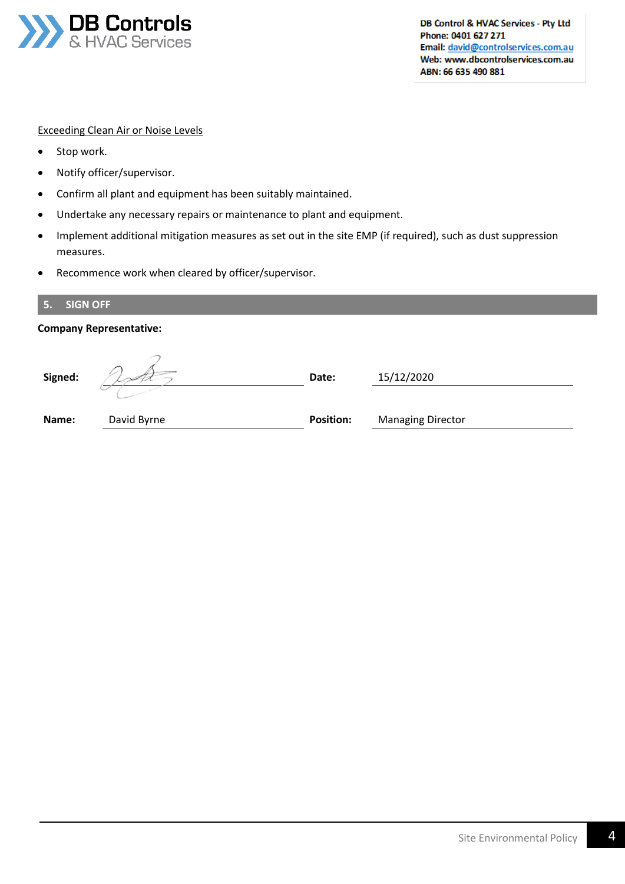Exceeding Clean Air or Noise Levels

- Stop work.
- Notify officer/supervisor.
- Confirm all plant and equipment has been suitably maintained.
- Undertake any necessary repairs or maintenance to plant and equipment.
- Implement additional mitigation measures as set out in the site EMP (if required), such as dust suppression measures.
- Recommence work when cleared by officer/supervisor.

## 5. SIGN OFF

**Company Representative:**

| | | | |
|---|---|---|---|
| **Signed:** | | **Date:** | 15/12/2020 |
| **Name:** | David Byrne | **Position:** | Managing Director |